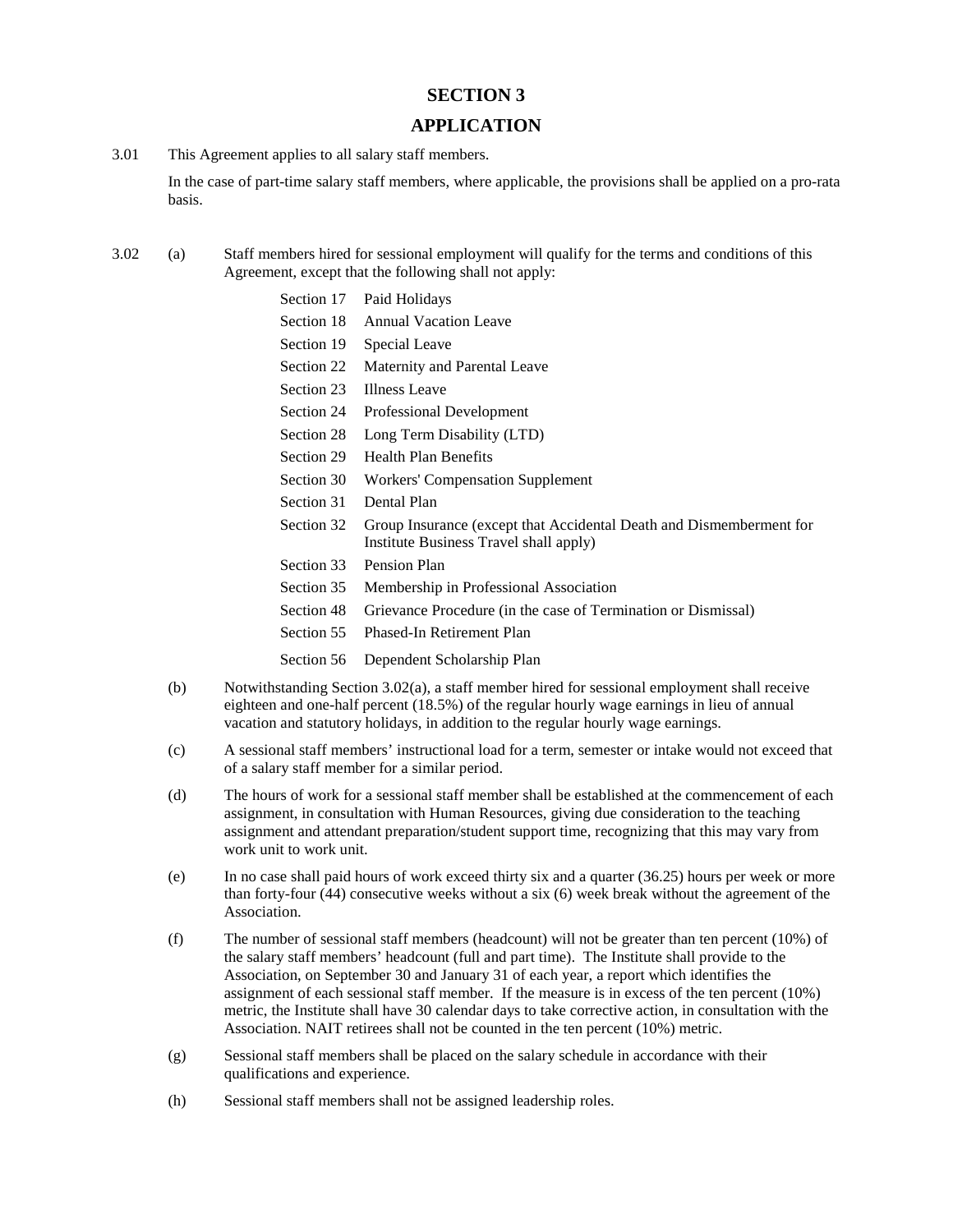# SECTION 3

# APPLICATION

3.01 This Agreement applies to all salary staff members.

In the case of part-time salary staff members, where applicable, the provisions shall be applied on a pro-rata basis.

3.02 (a) Staff members hired for sessional employment will qualify for the terms and conditions of this Agreement, except that the following shall not apply:

| | |
|---|---|
| Section 17 | Paid Holidays |
| Section 18 | Annual Vacation Leave |
| Section 19 | Special Leave |
| Section 22 | Maternity and Parental Leave |
| Section 23 | Illness Leave |
| Section 24 | Professional Development |
| Section 28 | Long Term Disability (LTD) |
| Section 29 | Health Plan Benefits |
| Section 30 | Workers' Compensation Supplement |
| Section 31 | Dental Plan |
| Section 32 | Group Insurance (except that Accidental Death and Dismemberment for Institute Business Travel shall apply) |
| Section 33 | Pension Plan |
| Section 35 | Membership in Professional Association |
| Section 48 | Grievance Procedure (in the case of Termination or Dismissal) |
| Section 55 | Phased-In Retirement Plan |
| Section 56 | Dependent Scholarship Plan |

(b) Notwithstanding Section 3.02(a), a staff member hired for sessional employment shall receive eighteen and one-half percent (18.5%) of the regular hourly wage earnings in lieu of annual vacation and statutory holidays, in addition to the regular hourly wage earnings.

(c) A sessional staff members' instructional load for a term, semester or intake would not exceed that of a salary staff member for a similar period.

(d) The hours of work for a sessional staff member shall be established at the commencement of each assignment, in consultation with Human Resources, giving due consideration to the teaching assignment and attendant preparation/student support time, recognizing that this may vary from work unit to work unit.

(e) In no case shall paid hours of work exceed thirty six and a quarter (36.25) hours per week or more than forty-four (44) consecutive weeks without a six (6) week break without the agreement of the Association.

(f) The number of sessional staff members (headcount) will not be greater than ten percent (10%) of the salary staff members' headcount (full and part time). The Institute shall provide to the Association, on September 30 and January 31 of each year, a report which identifies the assignment of each sessional staff member. If the measure is in excess of the ten percent (10%) metric, the Institute shall have 30 calendar days to take corrective action, in consultation with the Association. NAIT retirees shall not be counted in the ten percent (10%) metric.

(g) Sessional staff members shall be placed on the salary schedule in accordance with their qualifications and experience.

(h) Sessional staff members shall not be assigned leadership roles.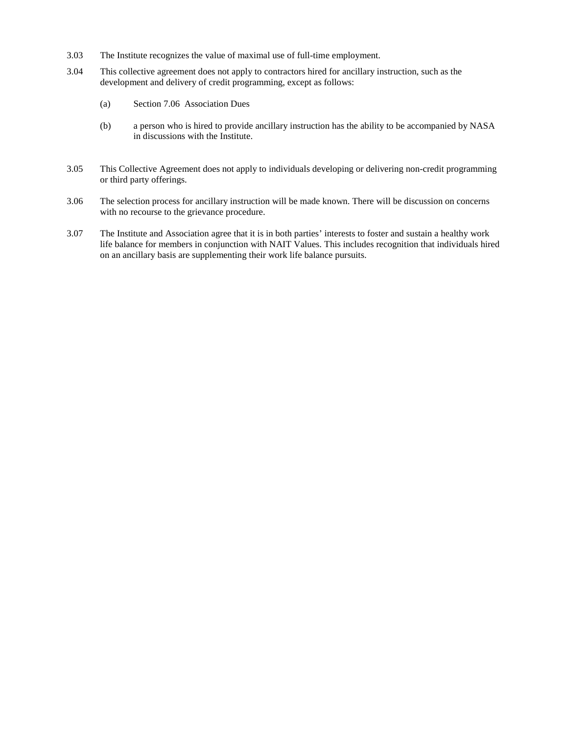3.03 The Institute recognizes the value of maximal use of full-time employment.

3.04 This collective agreement does not apply to contractors hired for ancillary instruction, such as the development and delivery of credit programming, except as follows:

(a) Section 7.06 Association Dues

(b) a person who is hired to provide ancillary instruction has the ability to be accompanied by NASA in discussions with the Institute.

3.05 This Collective Agreement does not apply to individuals developing or delivering non-credit programming or third party offerings.

3.06 The selection process for ancillary instruction will be made known. There will be discussion on concerns with no recourse to the grievance procedure.

3.07 The Institute and Association agree that it is in both parties' interests to foster and sustain a healthy work life balance for members in conjunction with NAIT Values. This includes recognition that individuals hired on an ancillary basis are supplementing their work life balance pursuits.